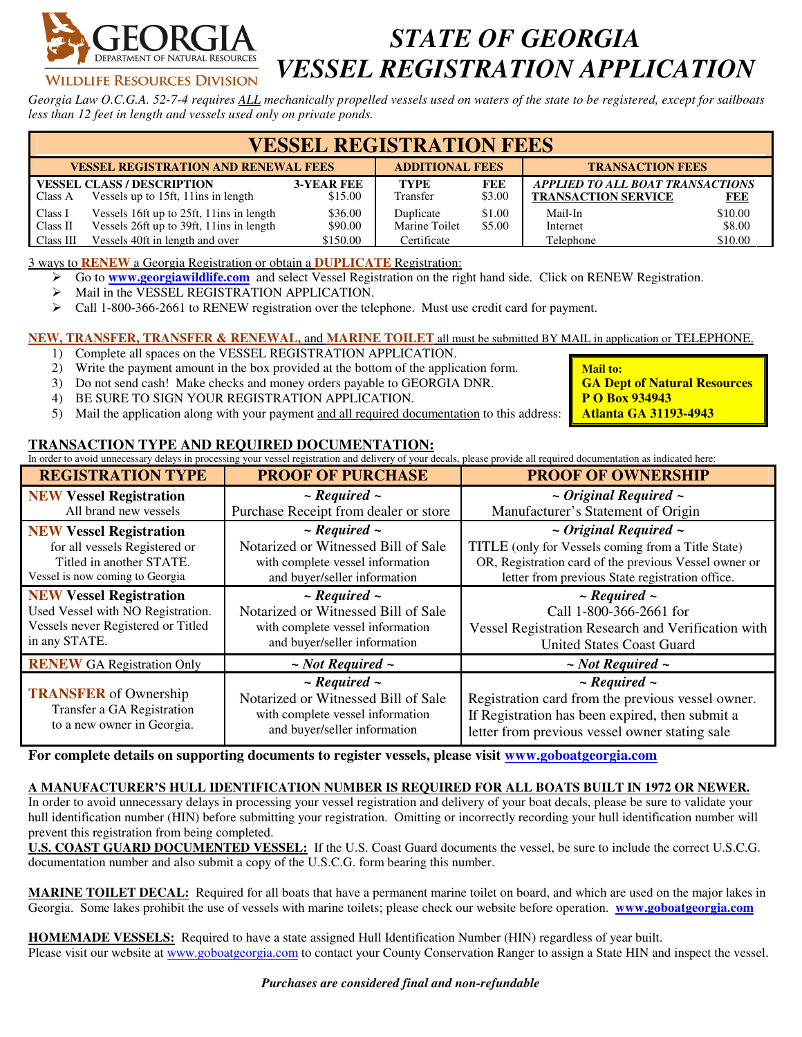GEORGIA DEPARTMENT OF NATURAL RESOURCES
WILDLIFE RESOURCES DIVISION

# *STATE OF GEORGIA VESSEL REGISTRATION APPLICATION*

*Georgia Law O.C.G.A. 52-7-4 requires ALL mechanically propelled vessels used on waters of the state to be registered, except for sailboats less than 12 feet in length and vessels used only on private ponds.*

## VESSEL REGISTRATION FEES

| VESSEL REGISTRATION AND RENEWAL FEES | | | ADDITIONAL FEES | | TRANSACTION FEES | |
|---|---|---|---|---|---|---|
| **VESSEL CLASS / DESCRIPTION** | | **3-YEAR FEE** | **TYPE** | **FEE** | ***APPLIED TO ALL BOAT TRANSACTIONS*** **TRANSACTION SERVICE** | **FEE** |
| Class A | Vessels up to 15ft, 11ins in length | $15.00 | Transfer | $3.00 | | |
| Class I | Vessels 16ft up to 25ft, 11ins in length | $36.00 | Duplicate | $1.00 | Mail-In | $10.00 |
| Class II | Vessels 26ft up to 39ft, 11ins in length | $90.00 | Marine Toilet | $5.00 | Internet | $8.00 |
| Class III | Vessels 40ft in length and over | $150.00 | Certificate | | Telephone | $10.00 |

3 ways to **RENEW** a Georgia Registration or obtain a **DUPLICATE** Registration:

- Go to **www.georgiawildlife.com** and select Vessel Registration on the right hand side. Click on RENEW Registration.
- Mail in the VESSEL REGISTRATION APPLICATION.
- Call 1-800-366-2661 to RENEW registration over the telephone. Must use credit card for payment.

**NEW, TRANSFER, TRANSFER & RENEWAL,** and **MARINE TOILET** all must be submitted BY MAIL in application or TELEPHONE.

1) Complete all spaces on the VESSEL REGISTRATION APPLICATION.
2) Write the payment amount in the box provided at the bottom of the application form.
3) Do not send cash! Make checks and money orders payable to GEORGIA DNR.
4) BE SURE TO SIGN YOUR REGISTRATION APPLICATION.
5) Mail the application along with your payment and all required documentation to this address:

**Mail to:**
**GA Dept of Natural Resources**
**P O Box 934943**
**Atlanta GA 31193-4943**

## TRANSACTION TYPE AND REQUIRED DOCUMENTATION:

In order to avoid unnecessary delays in processing your vessel registration and delivery of your decals, please provide all required documentation as indicated here:

| REGISTRATION TYPE | PROOF OF PURCHASE | PROOF OF OWNERSHIP |
|---|---|---|
| **NEW** Vessel Registration<br>All brand new vessels | *~ Required ~*<br>Purchase Receipt from dealer or store | *~ Original Required ~*<br>Manufacturer's Statement of Origin |
| **NEW** Vessel Registration<br>for all vessels Registered or Titled in another STATE.<br>Vessel is now coming to Georgia | *~ Required ~*<br>Notarized or Witnessed Bill of Sale with complete vessel information and buyer/seller information | *~ Original Required ~*<br>TITLE (only for Vessels coming from a Title State) OR, Registration card of the previous Vessel owner or letter from previous State registration office. |
| **NEW** Vessel Registration<br>Used Vessel with NO Registration. Vessels never Registered or Titled in any STATE. | *~ Required ~*<br>Notarized or Witnessed Bill of Sale with complete vessel information and buyer/seller information | *~ Required ~*<br>Call 1-800-366-2661 for Vessel Registration Research and Verification with United States Coast Guard |
| **RENEW** GA Registration Only | *~ Not Required ~* | *~ Not Required ~* |
| **TRANSFER** of Ownership<br>Transfer a GA Registration to a new owner in Georgia. | *~ Required ~*<br>Notarized or Witnessed Bill of Sale with complete vessel information and buyer/seller information | *~ Required ~*<br>Registration card from the previous vessel owner. If Registration has been expired, then submit a letter from previous vessel owner stating sale |

**For complete details on supporting documents to register vessels, please visit www.goboatgeorgia.com**

**A MANUFACTURER'S HULL IDENTIFICATION NUMBER IS REQUIRED FOR ALL BOATS BUILT IN 1972 OR NEWER.**
In order to avoid unnecessary delays in processing your vessel registration and delivery of your boat decals, please be sure to validate your hull identification number (HIN) before submitting your registration. Omitting or incorrectly recording your hull identification number will prevent this registration from being completed.

**U.S. COAST GUARD DOCUMENTED VESSEL:** If the U.S. Coast Guard documents the vessel, be sure to include the correct U.S.C.G. documentation number and also submit a copy of the U.S.C.G. form bearing this number.

**MARINE TOILET DECAL:** Required for all boats that have a permanent marine toilet on board, and which are used on the major lakes in Georgia. Some lakes prohibit the use of vessels with marine toilets; please check our website before operation. **www.goboatgeorgia.com**

**HOMEMADE VESSELS:** Required to have a state assigned Hull Identification Number (HIN) regardless of year built. Please visit our website at www.goboatgeorgia.com to contact your County Conservation Ranger to assign a State HIN and inspect the vessel.

***Purchases are considered final and non-refundable***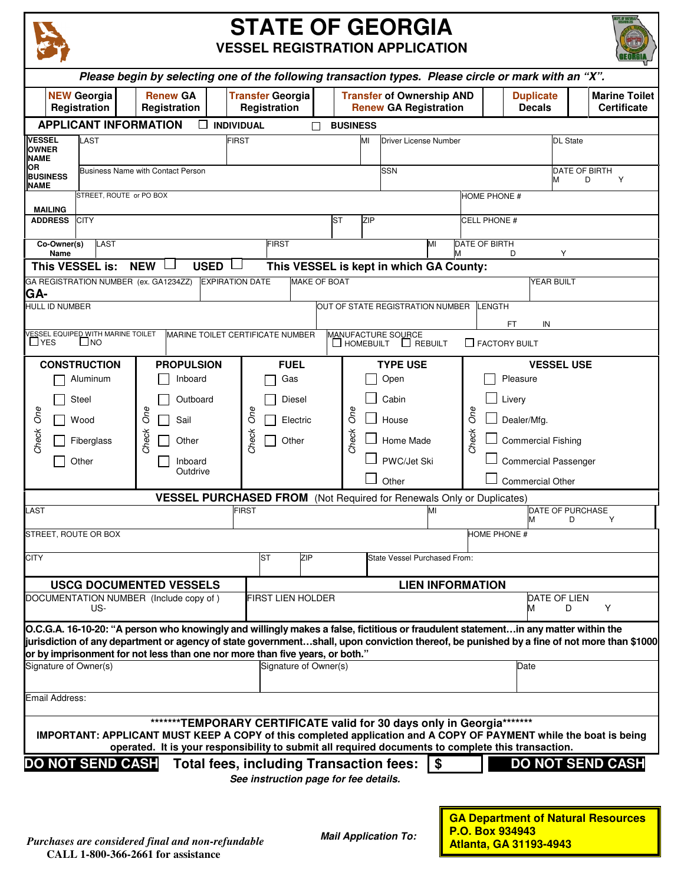# STATE OF GEORGIA

## VESSEL REGISTRATION APPLICATION

***Please begin by selecting one of the following transaction types. Please circle or mark with an "X".***

| NEW Georgia Registration | Renew GA Registration | Transfer Georgia Registration | Transfer of Ownership AND Renew GA Registration | Duplicate Decals | Marine Toilet Certificate |
|---|---|---|---|---|---|

## APPLICANT INFORMATION ☐ INDIVIDUAL ☐ BUSINESS

| | | | | | |
|---|---|---|---|---|---|
| VESSEL OWNER NAME OR BUSINESS NAME | LAST | FIRST | MI | Driver License Number | DL State |
| | Business Name with Contact Person | | | SSN | DATE OF BIRTH M D Y |
| MAILING ADDRESS | STREET, ROUTE or PO BOX | | | | HOME PHONE # |
| | CITY | ST | ZIP | | CELL PHONE # |
| Co-Owner(s) Name | LAST | FIRST | MI | | DATE OF BIRTH M D Y |

**This VESSEL is: NEW ☐ USED ☐ This VESSEL is kept in which GA County:**

| | | | |
|---|---|---|---|
| GA REGISTRATION NUMBER (ex. GA1234ZZ) **GA-** | EXPIRATION DATE | MAKE OF BOAT | YEAR BUILT |
| HULL ID NUMBER | | OUT OF STATE REGISTRATION NUMBER | LENGTH FT IN |
| VESSEL EQUIPED WITH MARINE TOILET ☐ YES ☐ NO | MARINE TOILET CERTIFICATE NUMBER | MANUFACTURE SOURCE ☐ HOMEBUILT ☐ REBUILT ☐ FACTORY BUILT | |

| CONSTRUCTION (Check One) | PROPULSION (Check One) | FUEL (Check One) | TYPE USE (Check One) | VESSEL USE (Check One) |
|---|---|---|---|---|
| ☐ Aluminum | ☐ Inboard | ☐ Gas | ☐ Open | ☐ Pleasure |
| ☐ Steel | ☐ Outboard | ☐ Diesel | ☐ Cabin | ☐ Livery |
| ☐ Wood | ☐ Sail | ☐ Electric | ☐ House | ☐ Dealer/Mfg. |
| ☐ Fiberglass | ☐ Other | ☐ Other | ☐ Home Made | ☐ Commercial Fishing |
| ☐ Other | ☐ Inboard Outdrive | | ☐ PWC/Jet Ski | ☐ Commercial Passenger |
| | | | ☐ Other | ☐ Commercial Other |

## VESSEL PURCHASED FROM (Not Required for Renewals Only or Duplicates)

| | | | | |
|---|---|---|---|---|
| LAST | FIRST | MI | | DATE OF PURCHASE M D Y |
| STREET, ROUTE OR BOX | | | | HOME PHONE # |
| CITY | ST | ZIP | State Vessel Purchased From: | |

| USCG DOCUMENTED VESSELS | LIEN INFORMATION | |
|---|---|---|
| DOCUMENTATION NUMBER (Include copy of ) US- | FIRST LIEN HOLDER | DATE OF LIEN M D Y |

**O.C.G.A. 16-10-20: "A person who knowingly and willingly makes a false, fictitious or fraudulent statement…in any matter within the jurisdiction of any department or agency of state government…shall, upon conviction thereof, be punished by a fine of not more than $1000 or by imprisonment for not less than one nor more than five years, or both."**

| | | |
|---|---|---|
| Signature of Owner(s) | Signature of Owner(s) | Date |

Email Address:

**\*\*\*\*\*\*\*TEMPORARY CERTIFICATE valid for 30 days only in Georgia\*\*\*\*\*\*\***

**IMPORTANT: APPLICANT MUST KEEP A COPY of this completed application and A COPY OF PAYMENT while the boat is being operated. It is your responsibility to submit all required documents to complete this transaction.**

**DO NOT SEND CASH** **Total fees, including Transaction fees: $** **DO NOT SEND CASH**

***See instruction page for fee details.***

*Purchases are considered final and non-refundable*

CALL 1-800-366-2661 for assistance

***Mail Application To:***

**GA Department of Natural Resources**
**P.O. Box 934943**
**Atlanta, GA 31193-4943**